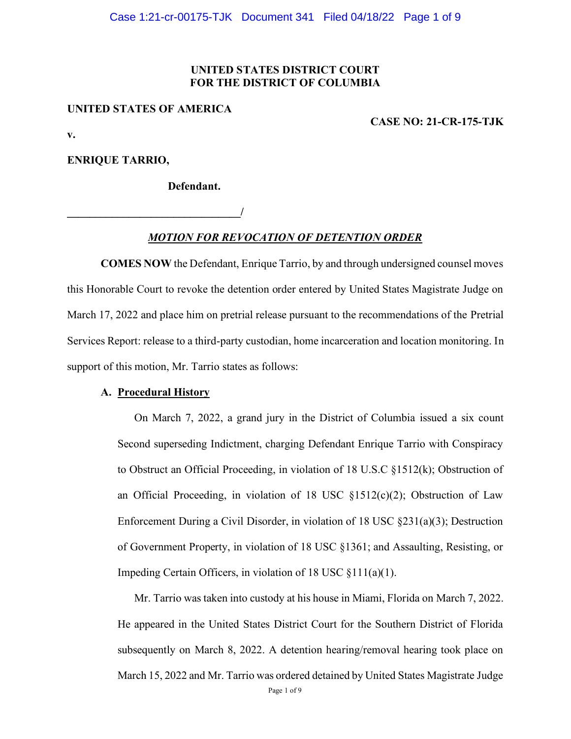**UNITED STATES DISTRICT COURT**
**FOR THE DISTRICT OF COLUMBIA**

**UNITED STATES OF AMERICA**

**CASE NO: 21-CR-175-TJK**

**v.**

**ENRIQUE TARRIO,**

**Defendant.**

**\_\_\_\_\_\_\_\_\_\_\_\_\_\_\_\_\_\_\_\_\_\_\_\_\_\_\_\_\_\_\_\_/**

***MOTION FOR REVOCATION OF DETENTION ORDER***

**COMES NOW** the Defendant, Enrique Tarrio, by and through undersigned counsel moves this Honorable Court to revoke the detention order entered by United States Magistrate Judge on March 17, 2022 and place him on pretrial release pursuant to the recommendations of the Pretrial Services Report: release to a third-party custodian, home incarceration and location monitoring. In support of this motion, Mr. Tarrio states as follows:

**A. Procedural History**

On March 7, 2022, a grand jury in the District of Columbia issued a six count Second superseding Indictment, charging Defendant Enrique Tarrio with Conspiracy to Obstruct an Official Proceeding, in violation of 18 U.S.C §1512(k); Obstruction of an Official Proceeding, in violation of 18 USC §1512(c)(2); Obstruction of Law Enforcement During a Civil Disorder, in violation of 18 USC §231(a)(3); Destruction of Government Property, in violation of 18 USC §1361; and Assaulting, Resisting, or Impeding Certain Officers, in violation of 18 USC §111(a)(1).

Mr. Tarrio was taken into custody at his house in Miami, Florida on March 7, 2022. He appeared in the United States District Court for the Southern District of Florida subsequently on March 8, 2022. A detention hearing/removal hearing took place on March 15, 2022 and Mr. Tarrio was ordered detained by United States Magistrate Judge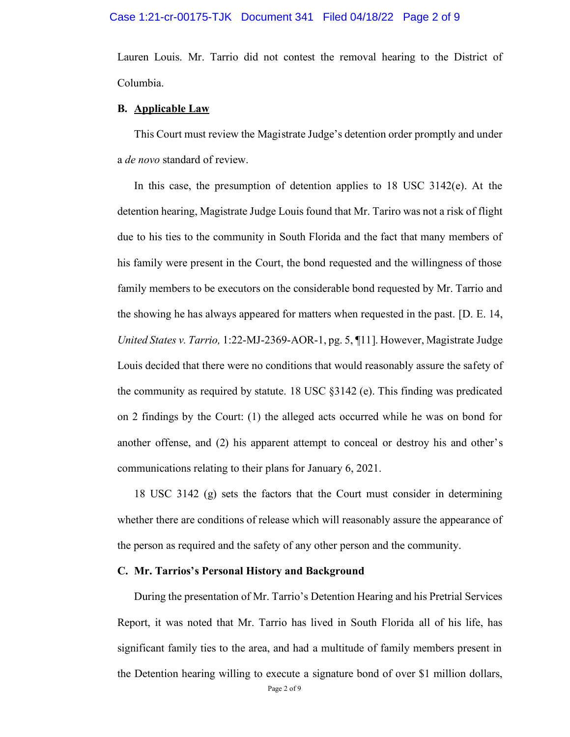Lauren Louis. Mr. Tarrio did not contest the removal hearing to the District of Columbia.

**B. Applicable Law**

This Court must review the Magistrate Judge's detention order promptly and under a *de novo* standard of review.

In this case, the presumption of detention applies to 18 USC 3142(e). At the detention hearing, Magistrate Judge Louis found that Mr. Tariro was not a risk of flight due to his ties to the community in South Florida and the fact that many members of his family were present in the Court, the bond requested and the willingness of those family members to be executors on the considerable bond requested by Mr. Tarrio and the showing he has always appeared for matters when requested in the past. [D. E. 14, *United States v. Tarrio,* 1:22-MJ-2369-AOR-1, pg. 5, ¶11]. However, Magistrate Judge Louis decided that there were no conditions that would reasonably assure the safety of the community as required by statute. 18 USC §3142 (e). This finding was predicated on 2 findings by the Court: (1) the alleged acts occurred while he was on bond for another offense, and (2) his apparent attempt to conceal or destroy his and other's communications relating to their plans for January 6, 2021.

18 USC 3142 (g) sets the factors that the Court must consider in determining whether there are conditions of release which will reasonably assure the appearance of the person as required and the safety of any other person and the community.

**C. Mr. Tarrios's Personal History and Background**

During the presentation of Mr. Tarrio's Detention Hearing and his Pretrial Services Report, it was noted that Mr. Tarrio has lived in South Florida all of his life, has significant family ties to the area, and had a multitude of family members present in the Detention hearing willing to execute a signature bond of over $1 million dollars,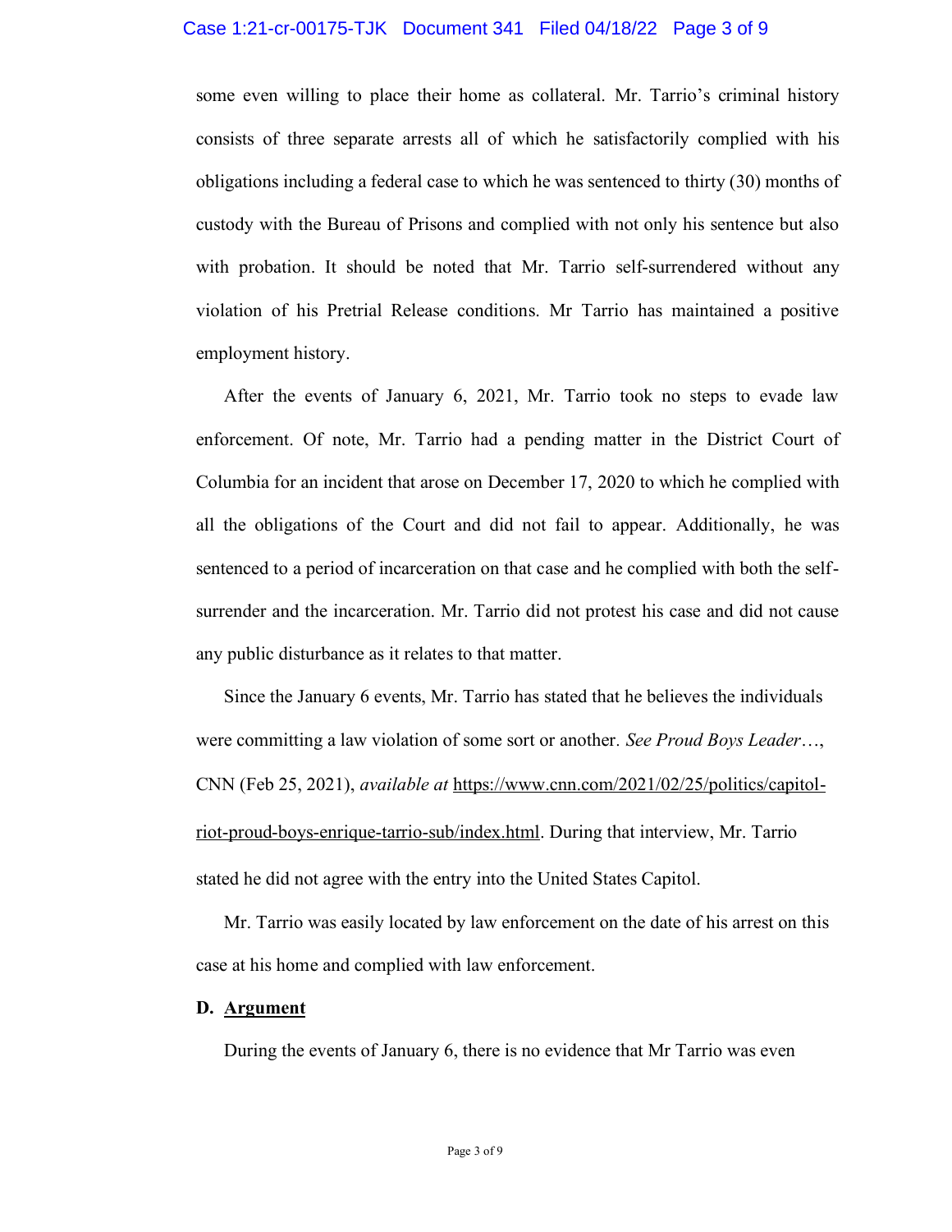some even willing to place their home as collateral. Mr. Tarrio's criminal history consists of three separate arrests all of which he satisfactorily complied with his obligations including a federal case to which he was sentenced to thirty (30) months of custody with the Bureau of Prisons and complied with not only his sentence but also with probation. It should be noted that Mr. Tarrio self-surrendered without any violation of his Pretrial Release conditions. Mr Tarrio has maintained a positive employment history.

After the events of January 6, 2021, Mr. Tarrio took no steps to evade law enforcement. Of note, Mr. Tarrio had a pending matter in the District Court of Columbia for an incident that arose on December 17, 2020 to which he complied with all the obligations of the Court and did not fail to appear. Additionally, he was sentenced to a period of incarceration on that case and he complied with both the self-surrender and the incarceration. Mr. Tarrio did not protest his case and did not cause any public disturbance as it relates to that matter.

Since the January 6 events, Mr. Tarrio has stated that he believes the individuals were committing a law violation of some sort or another. *See Proud Boys Leader*…, CNN (Feb 25, 2021), *available at* https://www.cnn.com/2021/02/25/politics/capitol-riot-proud-boys-enrique-tarrio-sub/index.html. During that interview, Mr. Tarrio stated he did not agree with the entry into the United States Capitol.

Mr. Tarrio was easily located by law enforcement on the date of his arrest on this case at his home and complied with law enforcement.

**D. Argument**

During the events of January 6, there is no evidence that Mr Tarrio was even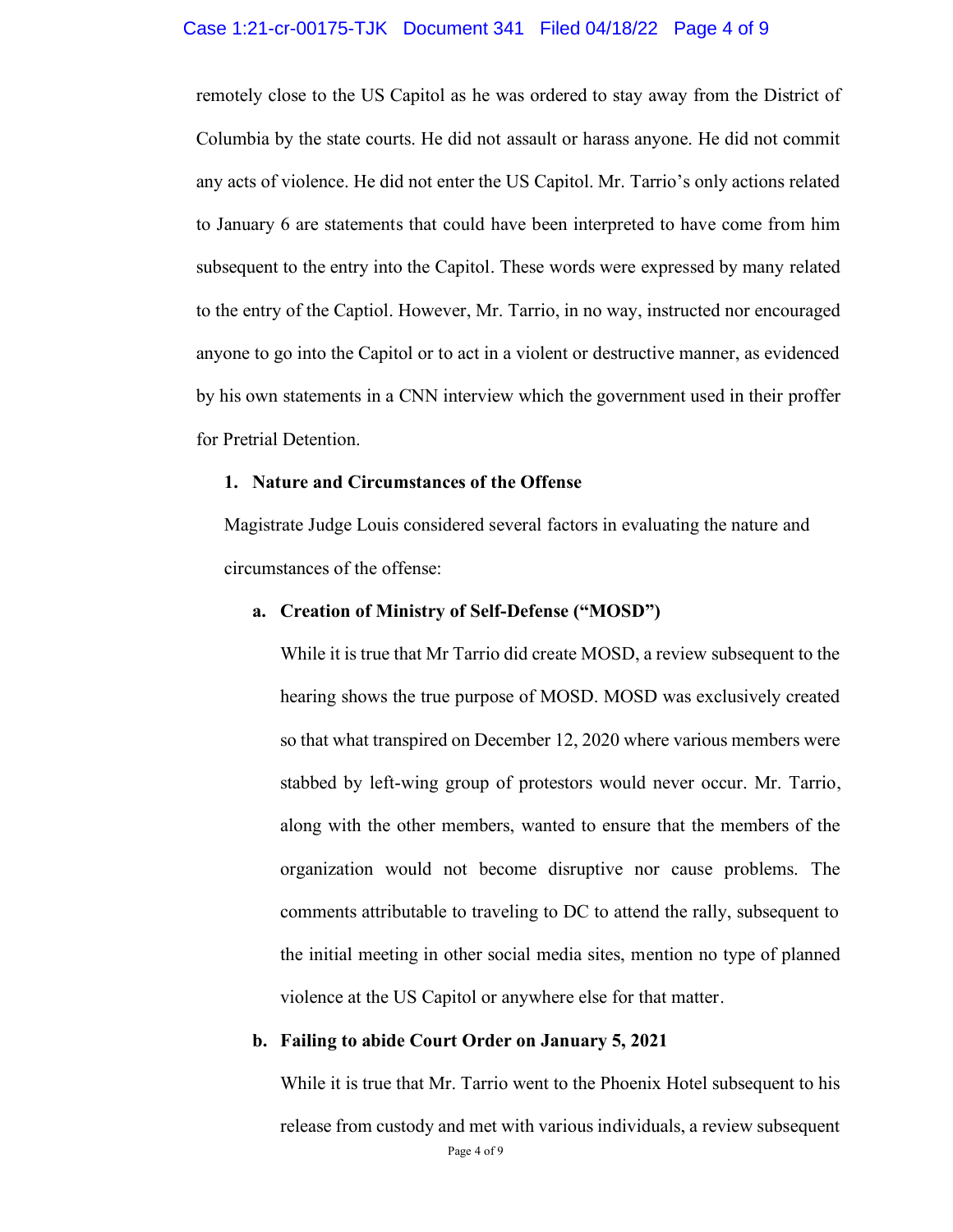remotely close to the US Capitol as he was ordered to stay away from the District of Columbia by the state courts. He did not assault or harass anyone. He did not commit any acts of violence. He did not enter the US Capitol. Mr. Tarrio's only actions related to January 6 are statements that could have been interpreted to have come from him subsequent to the entry into the Capitol. These words were expressed by many related to the entry of the Captiol. However, Mr. Tarrio, in no way, instructed nor encouraged anyone to go into the Capitol or to act in a violent or destructive manner, as evidenced by his own statements in a CNN interview which the government used in their proffer for Pretrial Detention.

**1. Nature and Circumstances of the Offense**

Magistrate Judge Louis considered several factors in evaluating the nature and circumstances of the offense:

**a. Creation of Ministry of Self-Defense ("MOSD")**

While it is true that Mr Tarrio did create MOSD, a review subsequent to the hearing shows the true purpose of MOSD. MOSD was exclusively created so that what transpired on December 12, 2020 where various members were stabbed by left-wing group of protestors would never occur. Mr. Tarrio, along with the other members, wanted to ensure that the members of the organization would not become disruptive nor cause problems. The comments attributable to traveling to DC to attend the rally, subsequent to the initial meeting in other social media sites, mention no type of planned violence at the US Capitol or anywhere else for that matter.

**b. Failing to abide Court Order on January 5, 2021**

While it is true that Mr. Tarrio went to the Phoenix Hotel subsequent to his release from custody and met with various individuals, a review subsequent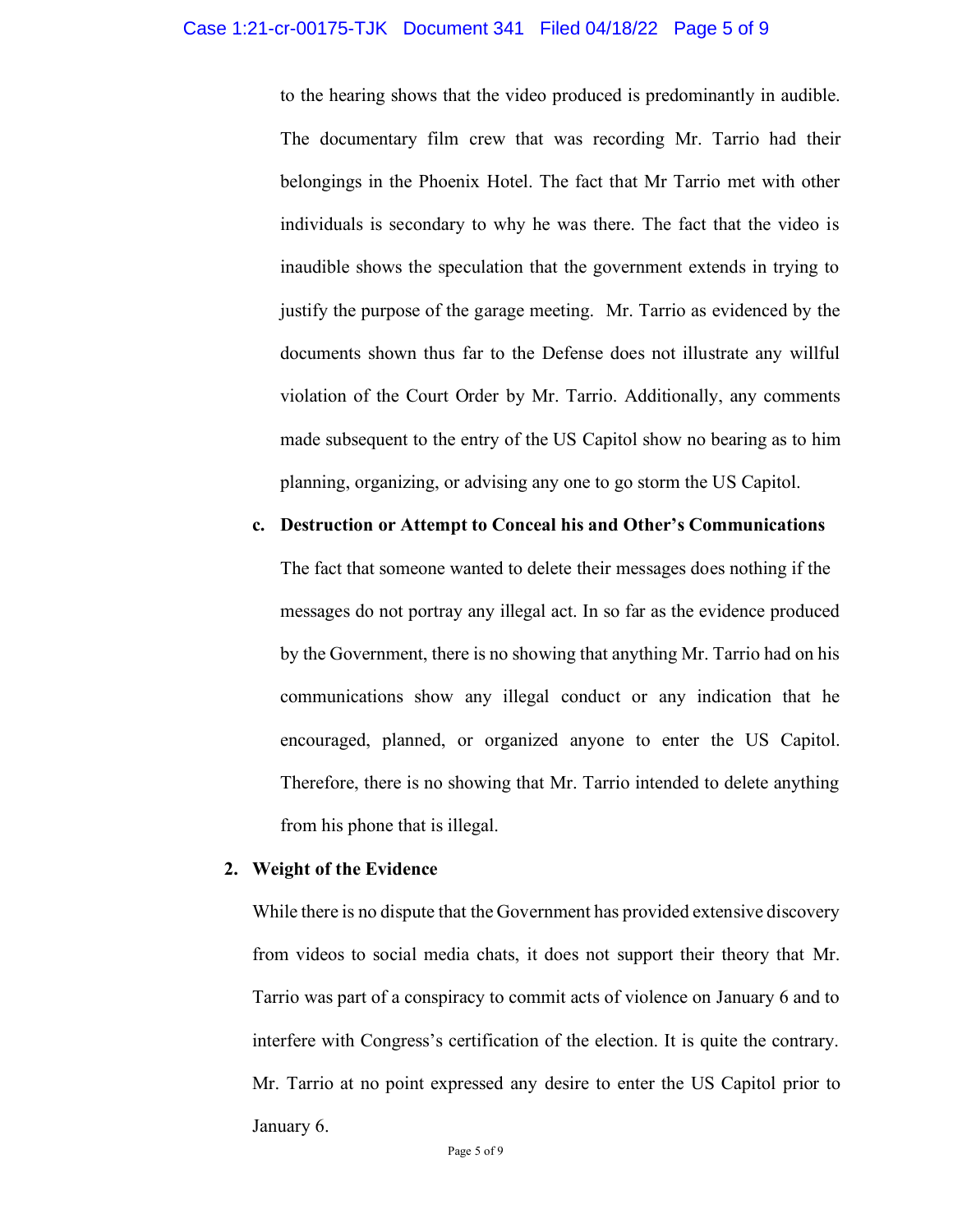to the hearing shows that the video produced is predominantly in audible. The documentary film crew that was recording Mr. Tarrio had their belongings in the Phoenix Hotel. The fact that Mr Tarrio met with other individuals is secondary to why he was there. The fact that the video is inaudible shows the speculation that the government extends in trying to justify the purpose of the garage meeting. Mr. Tarrio as evidenced by the documents shown thus far to the Defense does not illustrate any willful violation of the Court Order by Mr. Tarrio. Additionally, any comments made subsequent to the entry of the US Capitol show no bearing as to him planning, organizing, or advising any one to go storm the US Capitol.

**c. Destruction or Attempt to Conceal his and Other's Communications**

The fact that someone wanted to delete their messages does nothing if the messages do not portray any illegal act. In so far as the evidence produced by the Government, there is no showing that anything Mr. Tarrio had on his communications show any illegal conduct or any indication that he encouraged, planned, or organized anyone to enter the US Capitol. Therefore, there is no showing that Mr. Tarrio intended to delete anything from his phone that is illegal.

**2. Weight of the Evidence**

While there is no dispute that the Government has provided extensive discovery from videos to social media chats, it does not support their theory that Mr. Tarrio was part of a conspiracy to commit acts of violence on January 6 and to interfere with Congress's certification of the election. It is quite the contrary. Mr. Tarrio at no point expressed any desire to enter the US Capitol prior to January 6.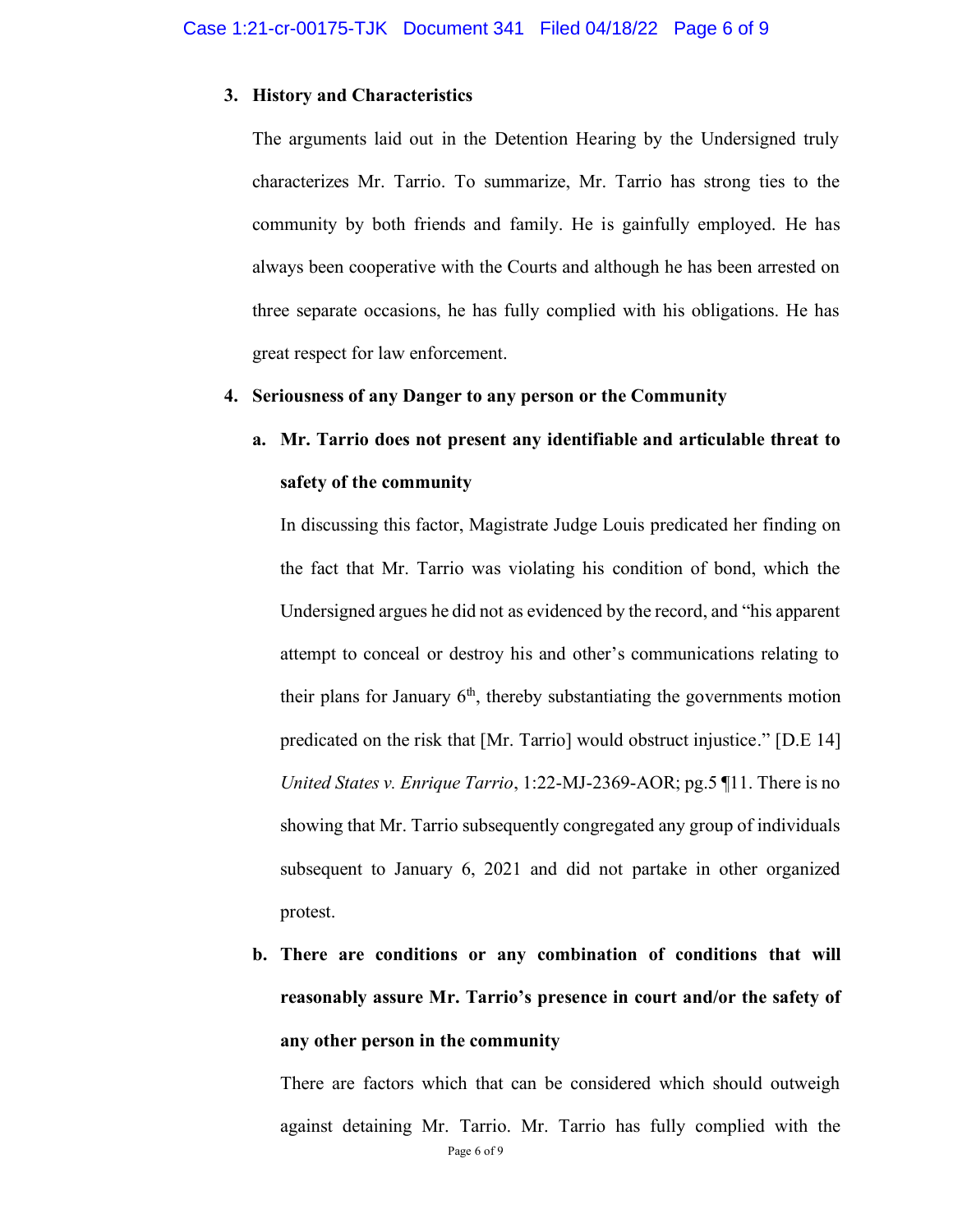**3. History and Characteristics**

The arguments laid out in the Detention Hearing by the Undersigned truly characterizes Mr. Tarrio. To summarize, Mr. Tarrio has strong ties to the community by both friends and family. He is gainfully employed. He has always been cooperative with the Courts and although he has been arrested on three separate occasions, he has fully complied with his obligations. He has great respect for law enforcement.

**4. Seriousness of any Danger to any person or the Community**

**a. Mr. Tarrio does not present any identifiable and articulable threat to safety of the community**

In discussing this factor, Magistrate Judge Louis predicated her finding on the fact that Mr. Tarrio was violating his condition of bond, which the Undersigned argues he did not as evidenced by the record, and "his apparent attempt to conceal or destroy his and other's communications relating to their plans for January 6th, thereby substantiating the governments motion predicated on the risk that [Mr. Tarrio] would obstruct injustice." [D.E 14] *United States v. Enrique Tarrio*, 1:22-MJ-2369-AOR; pg.5 ¶11. There is no showing that Mr. Tarrio subsequently congregated any group of individuals subsequent to January 6, 2021 and did not partake in other organized protest.

**b. There are conditions or any combination of conditions that will reasonably assure Mr. Tarrio's presence in court and/or the safety of any other person in the community**

There are factors which that can be considered which should outweigh against detaining Mr. Tarrio. Mr. Tarrio has fully complied with the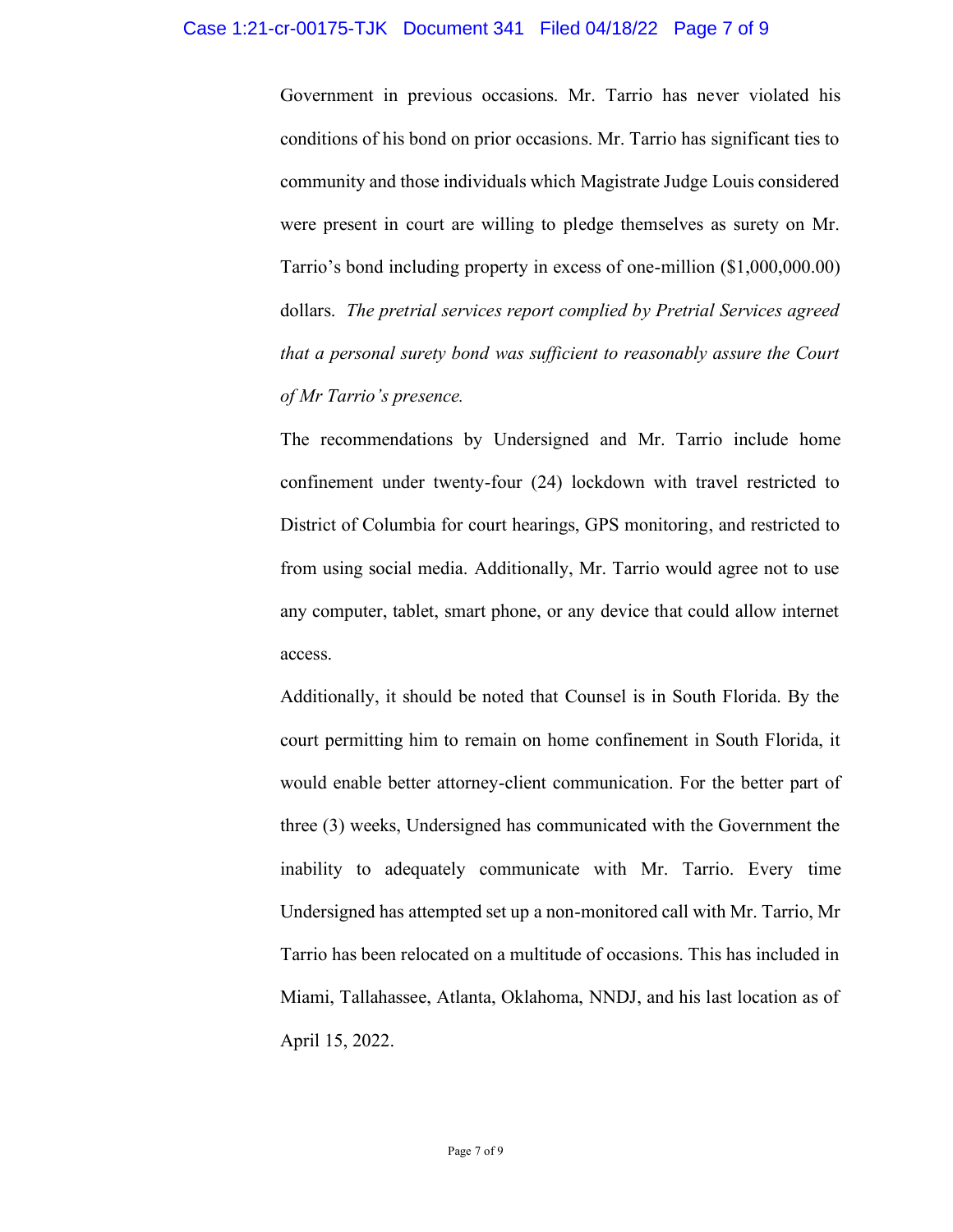Government in previous occasions. Mr. Tarrio has never violated his conditions of his bond on prior occasions. Mr. Tarrio has significant ties to community and those individuals which Magistrate Judge Louis considered were present in court are willing to pledge themselves as surety on Mr. Tarrio's bond including property in excess of one-million ($1,000,000.00) dollars. *The pretrial services report complied by Pretrial Services agreed that a personal surety bond was sufficient to reasonably assure the Court of Mr Tarrio's presence.*

The recommendations by Undersigned and Mr. Tarrio include home confinement under twenty-four (24) lockdown with travel restricted to District of Columbia for court hearings, GPS monitoring, and restricted to from using social media. Additionally, Mr. Tarrio would agree not to use any computer, tablet, smart phone, or any device that could allow internet access.

Additionally, it should be noted that Counsel is in South Florida. By the court permitting him to remain on home confinement in South Florida, it would enable better attorney-client communication. For the better part of three (3) weeks, Undersigned has communicated with the Government the inability to adequately communicate with Mr. Tarrio. Every time Undersigned has attempted set up a non-monitored call with Mr. Tarrio, Mr Tarrio has been relocated on a multitude of occasions. This has included in Miami, Tallahassee, Atlanta, Oklahoma, NNDJ, and his last location as of April 15, 2022.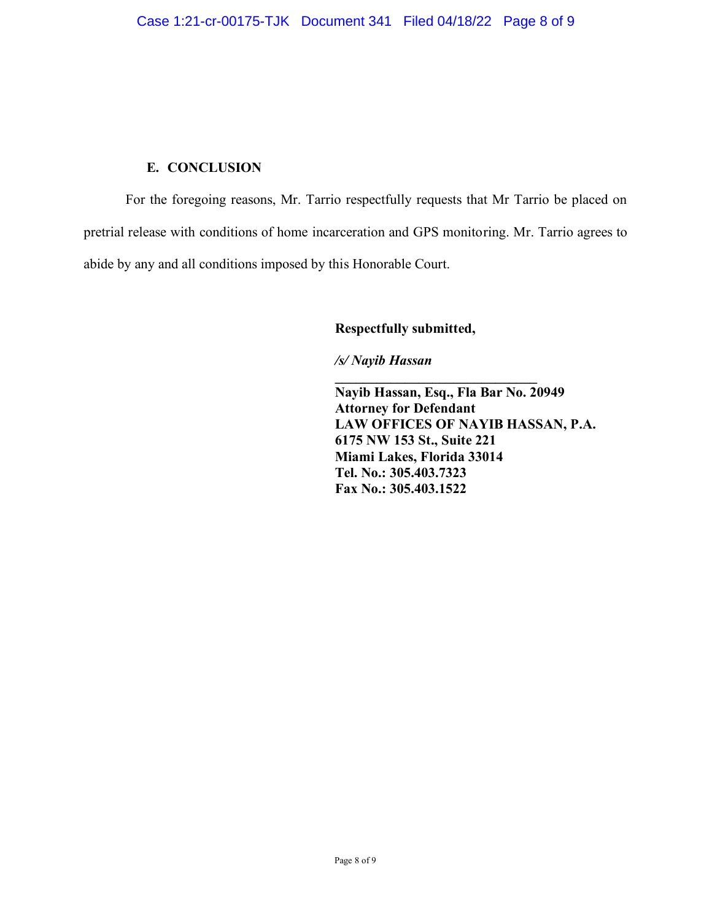## E. CONCLUSION

For the foregoing reasons, Mr. Tarrio respectfully requests that Mr Tarrio be placed on pretrial release with conditions of home incarceration and GPS monitoring. Mr. Tarrio agrees to abide by any and all conditions imposed by this Honorable Court.

**Respectfully submitted,**

***/s/ Nayib Hassan***

**\_\_\_\_\_\_\_\_\_\_\_\_\_\_\_\_\_\_\_\_\_\_\_\_\_\_\_\_\_**

**Nayib Hassan, Esq., Fla Bar No. 20949**
**Attorney for Defendant**
**LAW OFFICES OF NAYIB HASSAN, P.A.**
**6175 NW 153 St., Suite 221**
**Miami Lakes, Florida 33014**
**Tel. No.: 305.403.7323**
**Fax No.: 305.403.1522**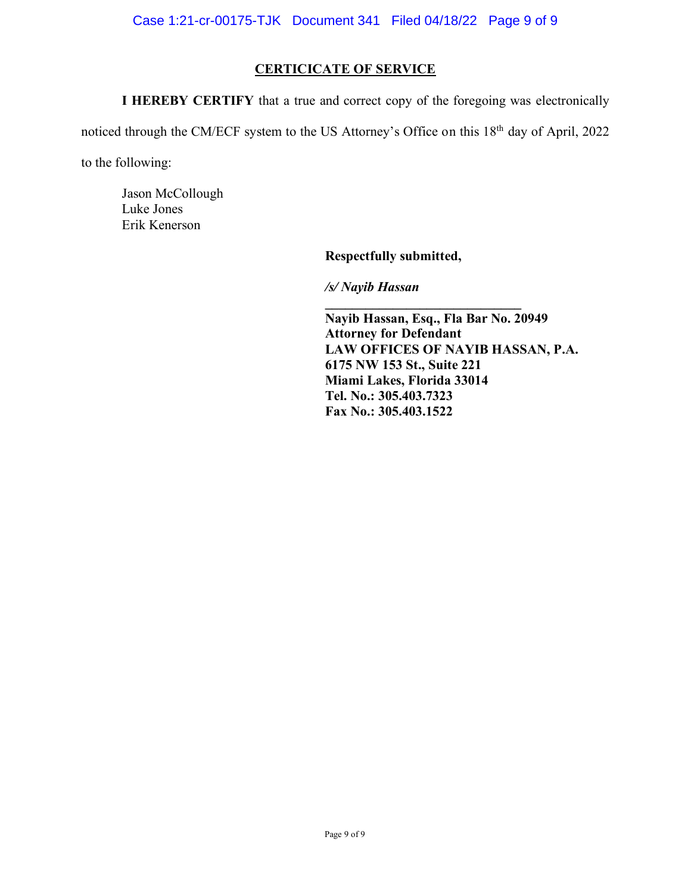## CERTICICATE OF SERVICE

**I HEREBY CERTIFY** that a true and correct copy of the foregoing was electronically noticed through the CM/ECF system to the US Attorney's Office on this 18th day of April, 2022 to the following:

Jason McCollough
Luke Jones
Erik Kenerson

**Respectfully submitted,**

***/s/ Nayib Hassan***

______________________________

**Nayib Hassan, Esq., Fla Bar No. 20949**
**Attorney for Defendant**
**LAW OFFICES OF NAYIB HASSAN, P.A.**
**6175 NW 153 St., Suite 221**
**Miami Lakes, Florida 33014**
**Tel. No.: 305.403.7323**
**Fax No.: 305.403.1522**